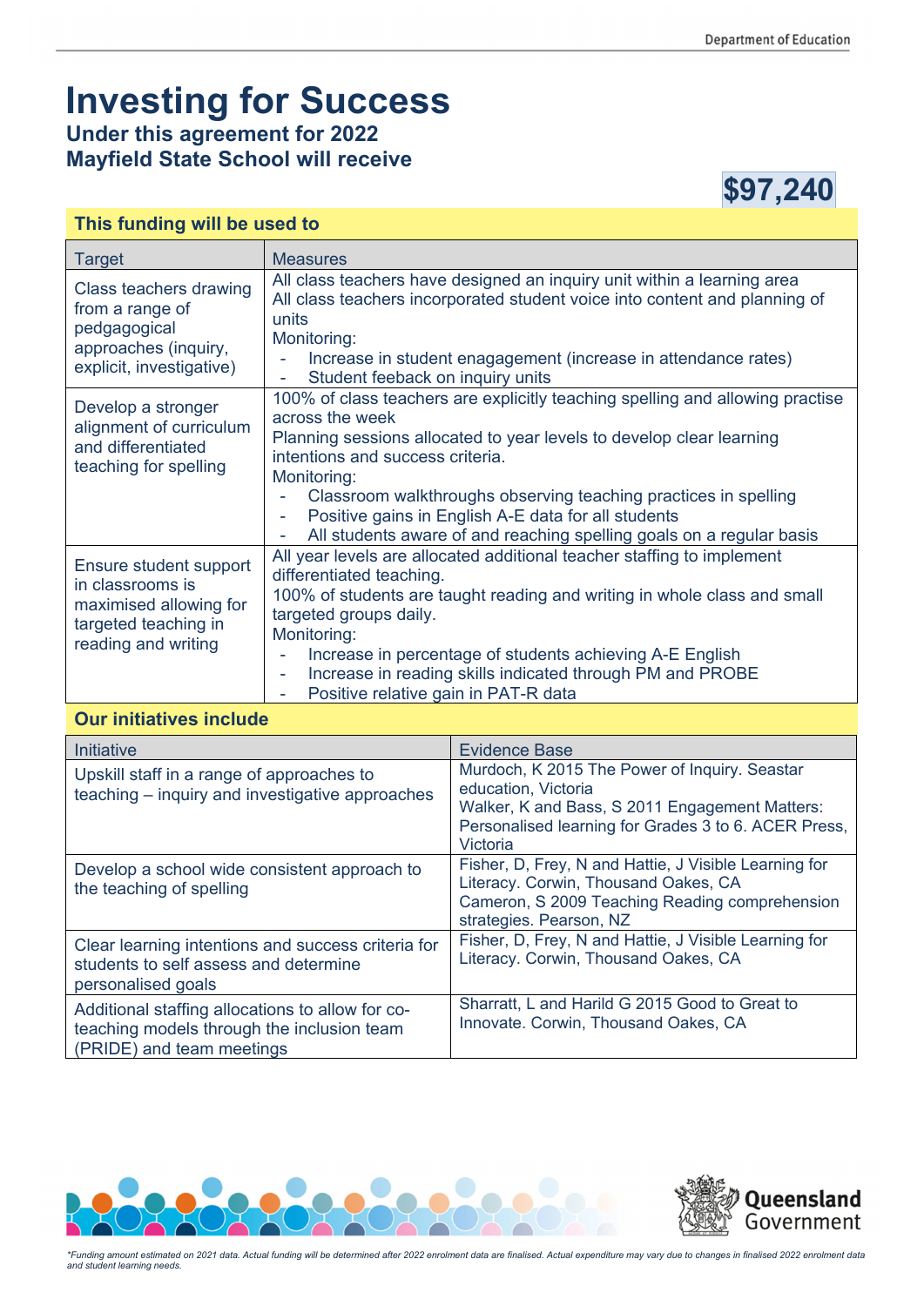# Investing for Success

### Under this agreement for 2022
### Mayfield State School will receive

**$97,240**

## This funding will be used to

| Target | Measures |
|---|---|
| Class teachers drawing from a range of pedgagogical approaches (inquiry, explicit, investigative) | All class teachers have designed an inquiry unit within a learning area<br>All class teachers incorporated student voice into content and planning of units<br>Monitoring:<br>- Increase in student enagagement (increase in attendance rates)<br>- Student feeback on inquiry units |
| Develop a stronger alignment of curriculum and differentiated teaching for spelling | 100% of class teachers are explicitly teaching spelling and allowing practise across the week<br>Planning sessions allocated to year levels to develop clear learning intentions and success criteria.<br>Monitoring:<br>- Classroom walkthroughs observing teaching practices in spelling<br>- Positive gains in English A-E data for all students<br>- All students aware of and reaching spelling goals on a regular basis |
| Ensure student support in classrooms is maximised allowing for targeted teaching in reading and writing | All year levels are allocated additional teacher staffing to implement differentiated teaching.<br>100% of students are taught reading and writing in whole class and small targeted groups daily.<br>Monitoring:<br>- Increase in percentage of students achieving A-E English<br>- Increase in reading skills indicated through PM and PROBE<br>- Positive relative gain in PAT-R data |

## Our initiatives include

| Initiative | Evidence Base |
|---|---|
| Upskill staff in a range of approaches to teaching – inquiry and investigative approaches | Murdoch, K 2015 The Power of Inquiry. Seastar education, Victoria<br>Walker, K and Bass, S 2011 Engagement Matters: Personalised learning for Grades 3 to 6. ACER Press, Victoria |
| Develop a school wide consistent approach to the teaching of spelling | Fisher, D, Frey, N and Hattie, J Visible Learning for Literacy. Corwin, Thousand Oakes, CA<br>Cameron, S 2009 Teaching Reading comprehension strategies. Pearson, NZ |
| Clear learning intentions and success criteria for students to self assess and determine personalised goals | Fisher, D, Frey, N and Hattie, J Visible Learning for Literacy. Corwin, Thousand Oakes, CA |
| Additional staffing allocations to allow for co-teaching models through the inclusion team (PRIDE) and team meetings | Sharratt, L and Harild G 2015 Good to Great to Innovate. Corwin, Thousand Oakes, CA |

*\*Funding amount estimated on 2021 data. Actual funding will be determined after 2022 enrolment data are finalised. Actual expenditure may vary due to changes in finalised 2022 enrolment data and student learning needs.*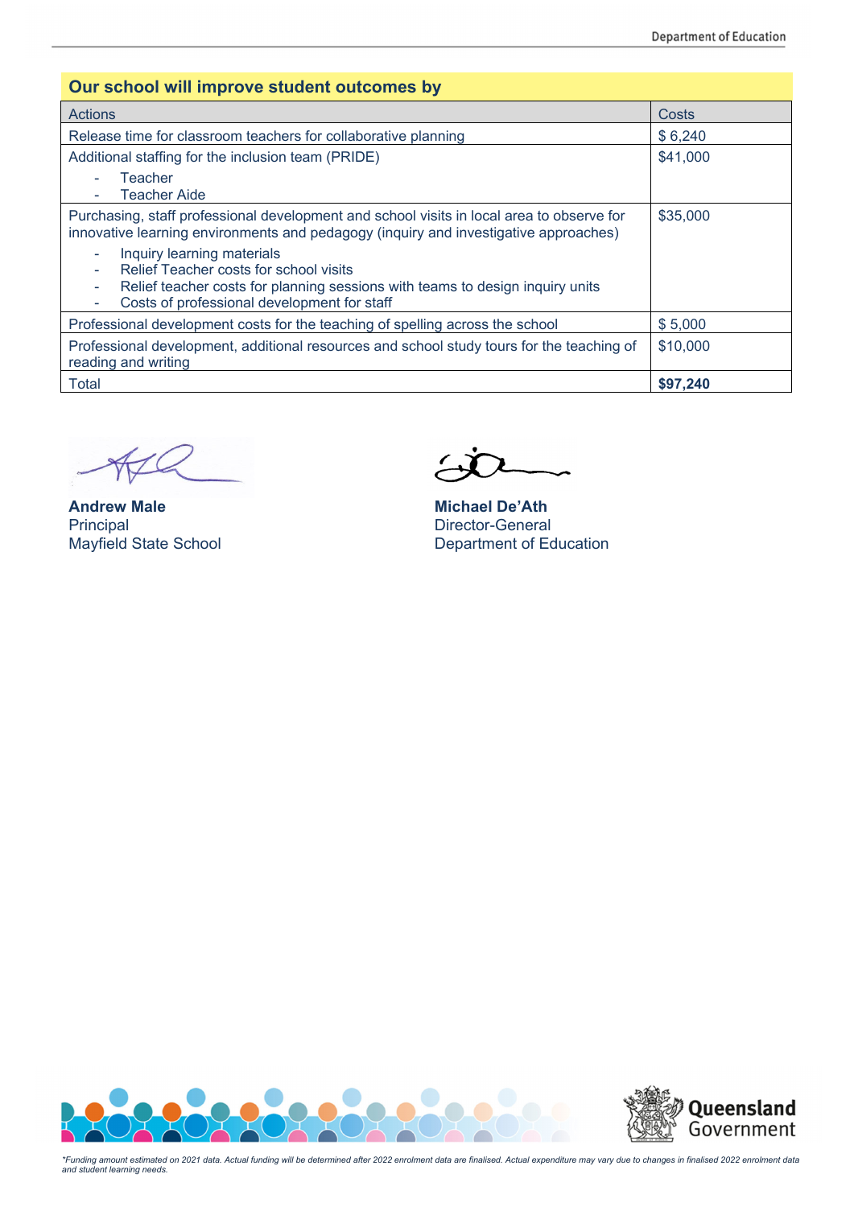## Our school will improve student outcomes by

| Actions | Costs |
|---|---|
| Release time for classroom teachers for collaborative planning | $ 6,240 |
| Additional staffing for the inclusion team (PRIDE)<br>- Teacher<br>- Teacher Aide | $41,000 |
| Purchasing, staff professional development and school visits in local area to observe for innovative learning environments and pedagogy (inquiry and investigative approaches)<br>- Inquiry learning materials<br>- Relief Teacher costs for school visits<br>- Relief teacher costs for planning sessions with teams to design inquiry units<br>- Costs of professional development for staff | $35,000 |
| Professional development costs for the teaching of spelling across the school | $ 5,000 |
| Professional development, additional resources and school study tours for the teaching of reading and writing | $10,000 |
| Total | **$97,240** |

**Andrew Male**
Principal
Mayfield State School

**Michael De'Ath**
Director-General
Department of Education

*\*Funding amount estimated on 2021 data. Actual funding will be determined after 2022 enrolment data are finalised. Actual expenditure may vary due to changes in finalised 2022 enrolment data and student learning needs.*